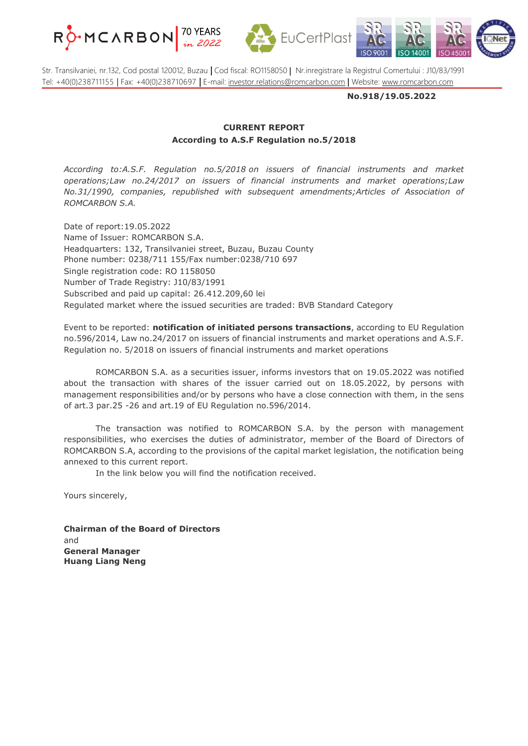ROMCARBON | 70 YEARS in 2022 | EuCertPlast | ISO 9001 | ISO 14001 | ISO 45001

Str. Transilvaniei, nr.132, Cod postal 120012, Buzau | Cod fiscal: RO1158050 | Nr.inregistrare la Registrul Comertului : J10/83/1991
Tel: +40(0)238711155 | Fax: +40(0)238710697 | E-mail: investor.relations@romcarbon.com | Website: www.romcarbon.com

**No.918/19.05.2022**

**CURRENT REPORT**
**According to A.S.F Regulation no.5/2018**

*According to:A.S.F. Regulation no.5/2018 on issuers of financial instruments and market operations;Law no.24/2017 on issuers of financial instruments and market operations;Law No.31/1990, companies, republished with subsequent amendments;Articles of Association of ROMCARBON S.A.*

Date of report:19.05.2022
Name of Issuer: ROMCARBON S.A.
Headquarters: 132, Transilvaniei street, Buzau, Buzau County
Phone number: 0238/711 155/Fax number:0238/710 697
Single registration code: RO 1158050
Number of Trade Registry: J10/83/1991
Subscribed and paid up capital: 26.412.209,60 lei
Regulated market where the issued securities are traded: BVB Standard Category

Event to be reported: **notification of initiated persons transactions**, according to EU Regulation no.596/2014, Law no.24/2017 on issuers of financial instruments and market operations and A.S.F. Regulation no. 5/2018 on issuers of financial instruments and market operations

ROMCARBON S.A. as a securities issuer, informs investors that on 19.05.2022 was notified about the transaction with shares of the issuer carried out on 18.05.2022, by persons with management responsibilities and/or by persons who have a close connection with them, in the sens of art.3 par.25 -26 and art.19 of EU Regulation no.596/2014.

The transaction was notified to ROMCARBON S.A. by the person with management responsibilities, who exercises the duties of administrator, member of the Board of Directors of ROMCARBON S.A, according to the provisions of the capital market legislation, the notification being annexed to this current report.

In the link below you will find the notification received.

Yours sincerely,

**Chairman of the Board of Directors**
and
**General Manager**
**Huang Liang Neng**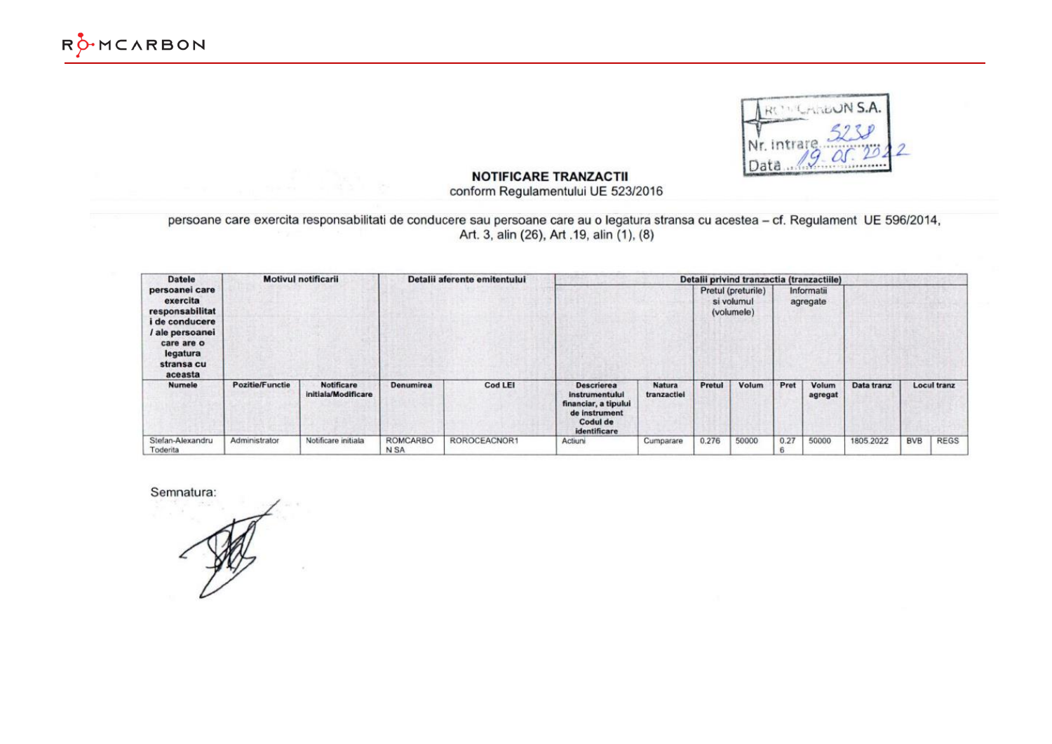ROMCARBON S.A.
Nr. intrare 5238
Data 19.05.2022

**NOTIFICARE TRANZACTII**
conform Regulamentului UE 523/2016

persoane care exercita responsabilitati de conducere sau persoane care au o legatura stransa cu acestea – cf. Regulament UE 596/2014, Art. 3, alin (26), Art .19, alin (1), (8)

| Datele persoanei care exercita responsabilitati de conducere / ale persoanei care are o legatura stransa cu aceasta | Motivul notificarii | | Detalii aferente emitentului | | Detalii privind tranzactia (tranzactiile) | | | | | | | | |
|---|---|---|---|---|---|---|---|---|---|---|---|---|---|
| | | | | | | | Pretul (preturile) si volumul (volumele) | | Informatii agregate | | | | |
| Numele | Pozitie/Functie | Notificare initiala/Modificare | Denumirea | Cod LEI | Descrierea instrumentului financiar, a tipului de instrument Codul de identificare | Natura tranzactiei | Pretul | Volum | Pret | Volum agregat | Data tranz | Locul tranz | |
| Stefan-Alexandru Toderita | Administrator | Notificare initiala | ROMCARBON SA | ROROCEACNOR1 | Actiuni | Cumparare | 0.276 | 50000 | 0.276 | 50000 | 1805.2022 | BVB | REGS |

Semnatura: